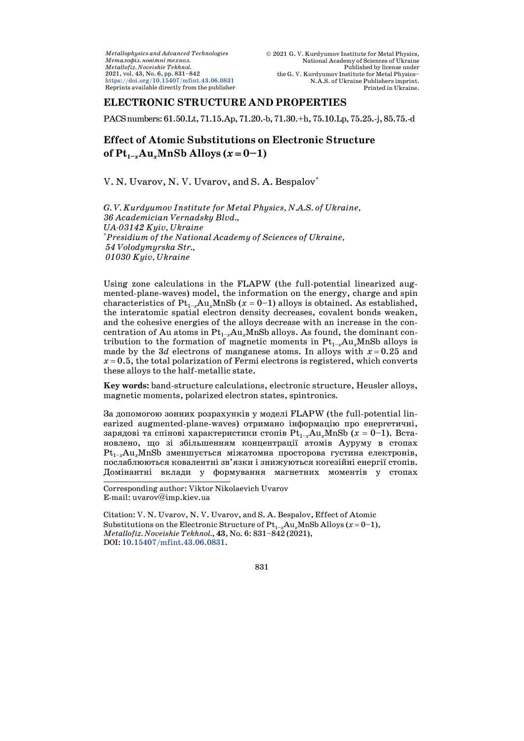## ELECTRONIC STRUCTURE AND PROPERTIES

PACS numbers: 61.50.Lt, 71.15.Ap, 71.20.-b, 71.30.+h, 75.10.Lp, 75.25.-j, 85.75.-d

# Effect of Atomic Substitutions on Electronic Structure of $Pt_{1-x}Au_xMnSb$ Alloys ($x = 0-1$)

V. N. Uvarov, N. V. Uvarov, and S. A. Bespalov[*]

*G. V. Kurdyumov Institute for Metal Physics, N.A.S. of Ukraine,*
*36 Academician Vernadsky Blvd.,*
*UA-03142 Kyiv, Ukraine*
[*]*Presidium of the National Academy of Sciences of Ukraine,*
*54 Volodymyrska Str.,*
*01030 Kyiv, Ukraine*

Using zone calculations in the FLAPW (the full-potential linearized augmented-plane-waves) model, the information on the energy, charge and spin characteristics of $Pt_{1-x}Au_xMnSb$ ($x = 0-1$) alloys is obtained. As established, the interatomic spatial electron density decreases, covalent bonds weaken, and the cohesive energies of the alloys decrease with an increase in the concentration of Au atoms in $Pt_{1-x}Au_xMnSb$ alloys. As found, the dominant contribution to the formation of magnetic moments in $Pt_{1-x}Au_xMnSb$ alloys is made by the 3$d$ electrons of manganese atoms. In alloys with $x = 0.25$ and $x = 0.5$, the total polarization of Fermi electrons is registered, which converts these alloys to the half-metallic state.

**Key words:** band-structure calculations, electronic structure, Heusler alloys, magnetic moments, polarized electron states, spintronics.

За допомогою зонних розрахунків у моделі FLAPW (the full-potential linearized augmented-plane-waves) отримано інформацію про енергетичні, зарядові та спінові характеристики стопів $Pt_{1-x}Au_xMnSb$ ($x = 0-1$). Встановлено, що зі збільшенням концентрації атомів Ауруму в стопах $Pt_{1-x}Au_xMnSb$ зменшується міжатомна просторова густина електронів, послаблюються ковалентні зв'язки і знижуються когезійні енергії стопів. Домінантні вклади у формування магнетних моментів у стопах

---

Corresponding author: Viktor Nikolaevich Uvarov
E-mail: uvarov@imp.kiev.ua

Citation: V. N. Uvarov, N. V. Uvarov, and S. A. Bespalov, Effect of Atomic Substitutions on the Electronic Structure of $Pt_{1-x}Au_xMnSb$ Alloys ($x = 0-1$), *Metallofiz. Noveishie Tekhnol.*, **43**, No. 6: 831–842 (2021), DOI: 10.15407/mfint.43.06.0831.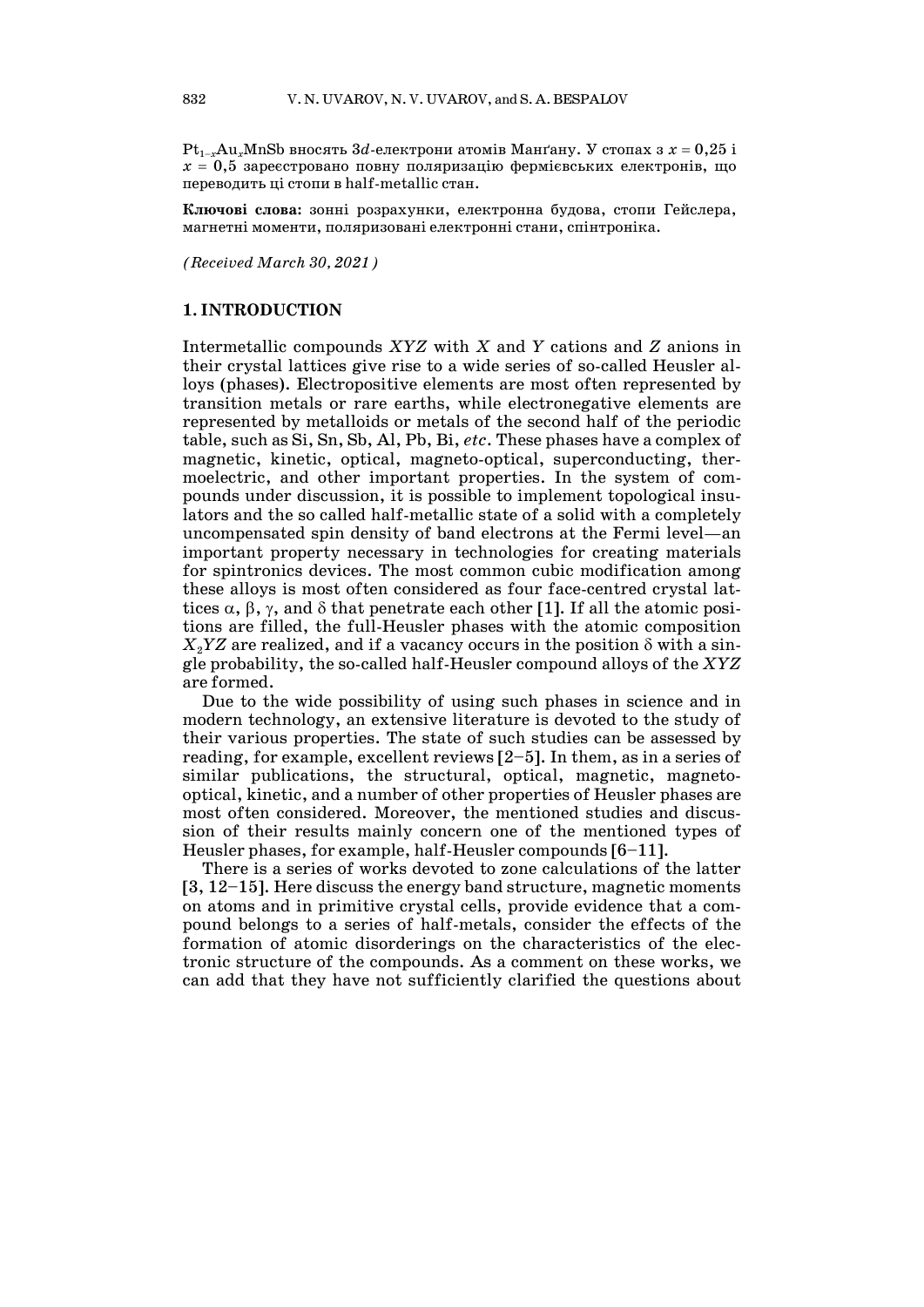$Pt_{1-x}Au_xMnSb$ вносять $3d$-електрони атомів Манґану. У стопах з $x = 0{,}25$ і $x = 0{,}5$ зареєстровано повну поляризацію фермієвських електронів, що переводить ці стопи в half-metallic стан.

**Ключові слова:** зонні розрахунки, електронна будова, стопи Гейслера, магнетні моменти, поляризовані електронні стани, спінтроніка.

*(Received March 30, 2021)*

## 1. INTRODUCTION

Intermetallic compounds *XYZ* with *X* and *Y* cations and *Z* anions in their crystal lattices give rise to a wide series of so-called Heusler alloys (phases). Electropositive elements are most often represented by transition metals or rare earths, while electronegative elements are represented by metalloids or metals of the second half of the periodic table, such as Si, Sn, Sb, Al, Pb, Bi, *etc*. These phases have a complex of magnetic, kinetic, optical, magneto-optical, superconducting, thermoelectric, and other important properties. In the system of compounds under discussion, it is possible to implement topological insulators and the so called half-metallic state of a solid with a completely uncompensated spin density of band electrons at the Fermi level—an important property necessary in technologies for creating materials for spintronics devices. The most common cubic modification among these alloys is most often considered as four face-centred crystal lattices $\alpha$, $\beta$, $\gamma$, and $\delta$ that penetrate each other [1]. If all the atomic positions are filled, the full-Heusler phases with the atomic composition $X_2YZ$ are realized, and if a vacancy occurs in the position $\delta$ with a single probability, the so-called half-Heusler compound alloys of the *XYZ* are formed.

Due to the wide possibility of using such phases in science and in modern technology, an extensive literature is devoted to the study of their various properties. The state of such studies can be assessed by reading, for example, excellent reviews [2–5]. In them, as in a series of similar publications, the structural, optical, magnetic, magneto-optical, kinetic, and a number of other properties of Heusler phases are most often considered. Moreover, the mentioned studies and discussion of their results mainly concern one of the mentioned types of Heusler phases, for example, half-Heusler compounds [6–11].

There is a series of works devoted to zone calculations of the latter [3, 12–15]. Here discuss the energy band structure, magnetic moments on atoms and in primitive crystal cells, provide evidence that a compound belongs to a series of half-metals, consider the effects of the formation of atomic disorderings on the characteristics of the electronic structure of the compounds. As a comment on these works, we can add that they have not sufficiently clarified the questions about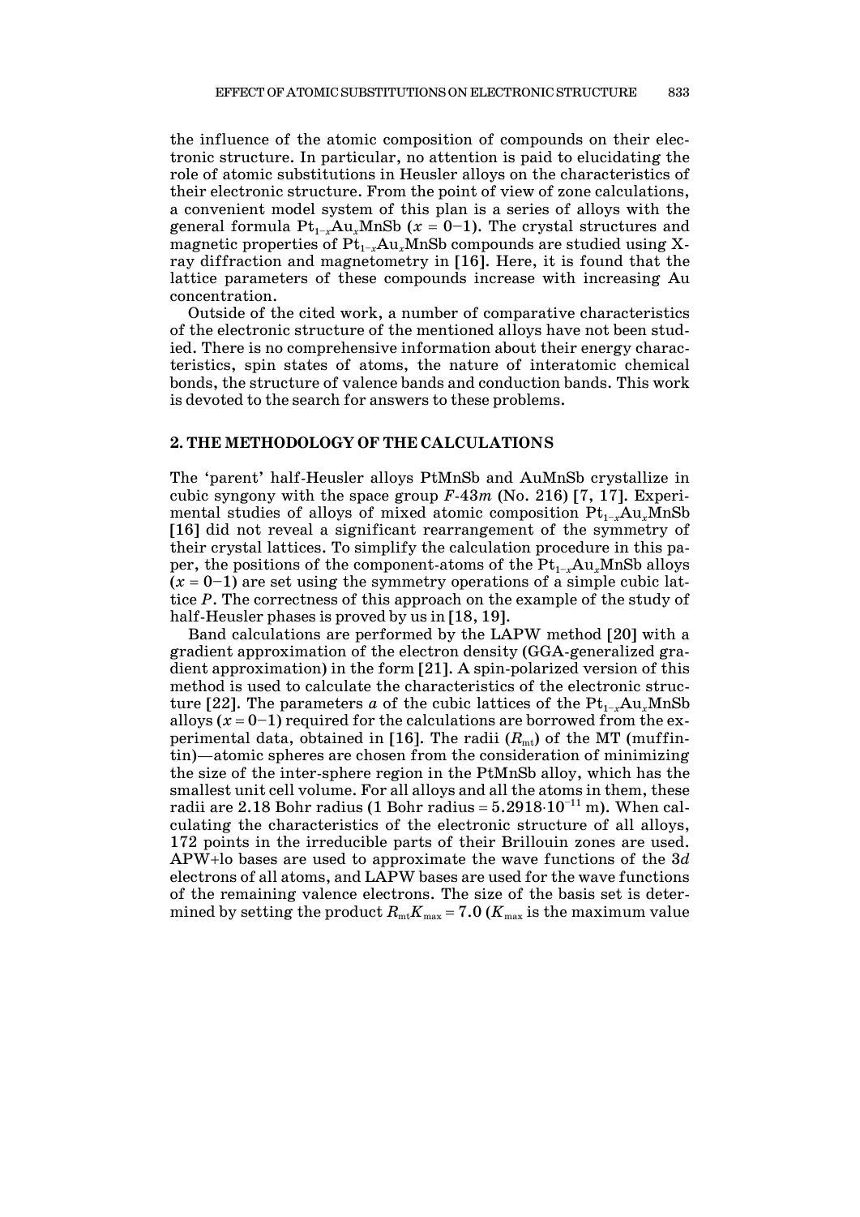the influence of the atomic composition of compounds on their electronic structure. In particular, no attention is paid to elucidating the role of atomic substitutions in Heusler alloys on the characteristics of their electronic structure. From the point of view of zone calculations, a convenient model system of this plan is a series of alloys with the general formula $Pt_{1-x}Au_xMnSb$ ($x = 0$–$1$). The crystal structures and magnetic properties of $Pt_{1-x}Au_xMnSb$ compounds are studied using X-ray diffraction and magnetometry in [16]. Here, it is found that the lattice parameters of these compounds increase with increasing Au concentration.

Outside of the cited work, a number of comparative characteristics of the electronic structure of the mentioned alloys have not been studied. There is no comprehensive information about their energy characteristics, spin states of atoms, the nature of interatomic chemical bonds, the structure of valence bands and conduction bands. This work is devoted to the search for answers to these problems.

## 2. THE METHODOLOGY OF THE CALCULATIONS

The 'parent' half-Heusler alloys PtMnSb and AuMnSb crystallize in cubic syngony with the space group *F*-43*m* (No. 216) [7, 17]. Experimental studies of alloys of mixed atomic composition $Pt_{1-x}Au_xMnSb$ [16] did not reveal a significant rearrangement of the symmetry of their crystal lattices. To simplify the calculation procedure in this paper, the positions of the component-atoms of the $Pt_{1-x}Au_xMnSb$ alloys ($x = 0$–$1$) are set using the symmetry operations of a simple cubic lattice *P*. The correctness of this approach on the example of the study of half-Heusler phases is proved by us in [18, 19].

Band calculations are performed by the LAPW method [20] with a gradient approximation of the electron density (GGA-generalized gradient approximation) in the form [21]. A spin-polarized version of this method is used to calculate the characteristics of the electronic structure [22]. The parameters $a$ of the cubic lattices of the $Pt_{1-x}Au_xMnSb$ alloys ($x = 0$–$1$) required for the calculations are borrowed from the experimental data, obtained in [16]. The radii ($R_{mt}$) of the MT (muffin-tin)—atomic spheres are chosen from the consideration of minimizing the size of the inter-sphere region in the PtMnSb alloy, which has the smallest unit cell volume. For all alloys and all the atoms in them, these radii are 2.18 Bohr radius (1 Bohr radius = $5.2918 \cdot 10^{-11}$ m). When calculating the characteristics of the electronic structure of all alloys, 172 points in the irreducible parts of their Brillouin zones are used. APW+lo bases are used to approximate the wave functions of the 3*d* electrons of all atoms, and LAPW bases are used for the wave functions of the remaining valence electrons. The size of the basis set is determined by setting the product $R_{mt}K_{max} = 7.0$ ($K_{max}$ is the maximum value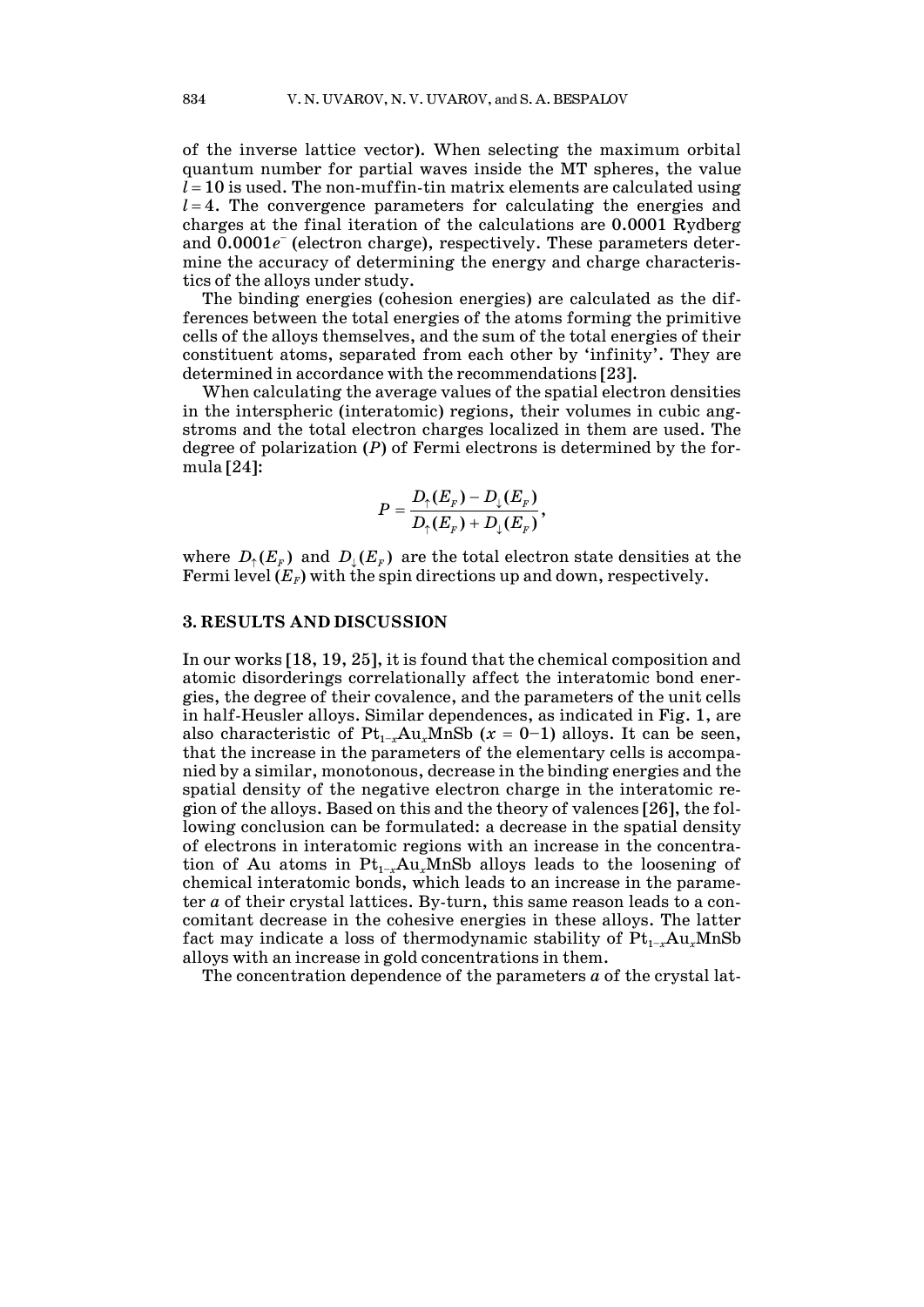of the inverse lattice vector). When selecting the maximum orbital quantum number for partial waves inside the MT spheres, the value $l = 10$ is used. The non-muffin-tin matrix elements are calculated using $l = 4$. The convergence parameters for calculating the energies and charges at the final iteration of the calculations are 0.0001 Rydberg and $0.0001e^{-}$ (electron charge), respectively. These parameters determine the accuracy of determining the energy and charge characteristics of the alloys under study.

The binding energies (cohesion energies) are calculated as the differences between the total energies of the atoms forming the primitive cells of the alloys themselves, and the sum of the total energies of their constituent atoms, separated from each other by 'infinity'. They are determined in accordance with the recommendations [23].

When calculating the average values of the spatial electron densities in the interspheric (interatomic) regions, their volumes in cubic angstroms and the total electron charges localized in them are used. The degree of polarization ($P$) of Fermi electrons is determined by the formula [24]:

$$P = \frac{D_{\uparrow}(E_F) - D_{\downarrow}(E_F)}{D_{\uparrow}(E_F) + D_{\downarrow}(E_F)},$$

where $D_{\uparrow}(E_F)$ and $D_{\downarrow}(E_F)$ are the total electron state densities at the Fermi level ($E_F$) with the spin directions up and down, respectively.

## 3. RESULTS AND DISCUSSION

In our works [18, 19, 25], it is found that the chemical composition and atomic disorderings correlationally affect the interatomic bond energies, the degree of their covalence, and the parameters of the unit cells in half-Heusler alloys. Similar dependences, as indicated in Fig. 1, are also characteristic of $Pt_{1-x}Au_xMnSb$ ($x = 0$–$1$) alloys. It can be seen, that the increase in the parameters of the elementary cells is accompanied by a similar, monotonous, decrease in the binding energies and the spatial density of the negative electron charge in the interatomic region of the alloys. Based on this and the theory of valences [26], the following conclusion can be formulated: a decrease in the spatial density of electrons in interatomic regions with an increase in the concentration of Au atoms in $Pt_{1-x}Au_xMnSb$ alloys leads to the loosening of chemical interatomic bonds, which leads to an increase in the parameter $a$ of their crystal lattices. By-turn, this same reason leads to a concomitant decrease in the cohesive energies in these alloys. The latter fact may indicate a loss of thermodynamic stability of $Pt_{1-x}Au_xMnSb$ alloys with an increase in gold concentrations in them.

The concentration dependence of the parameters $a$ of the crystal lat-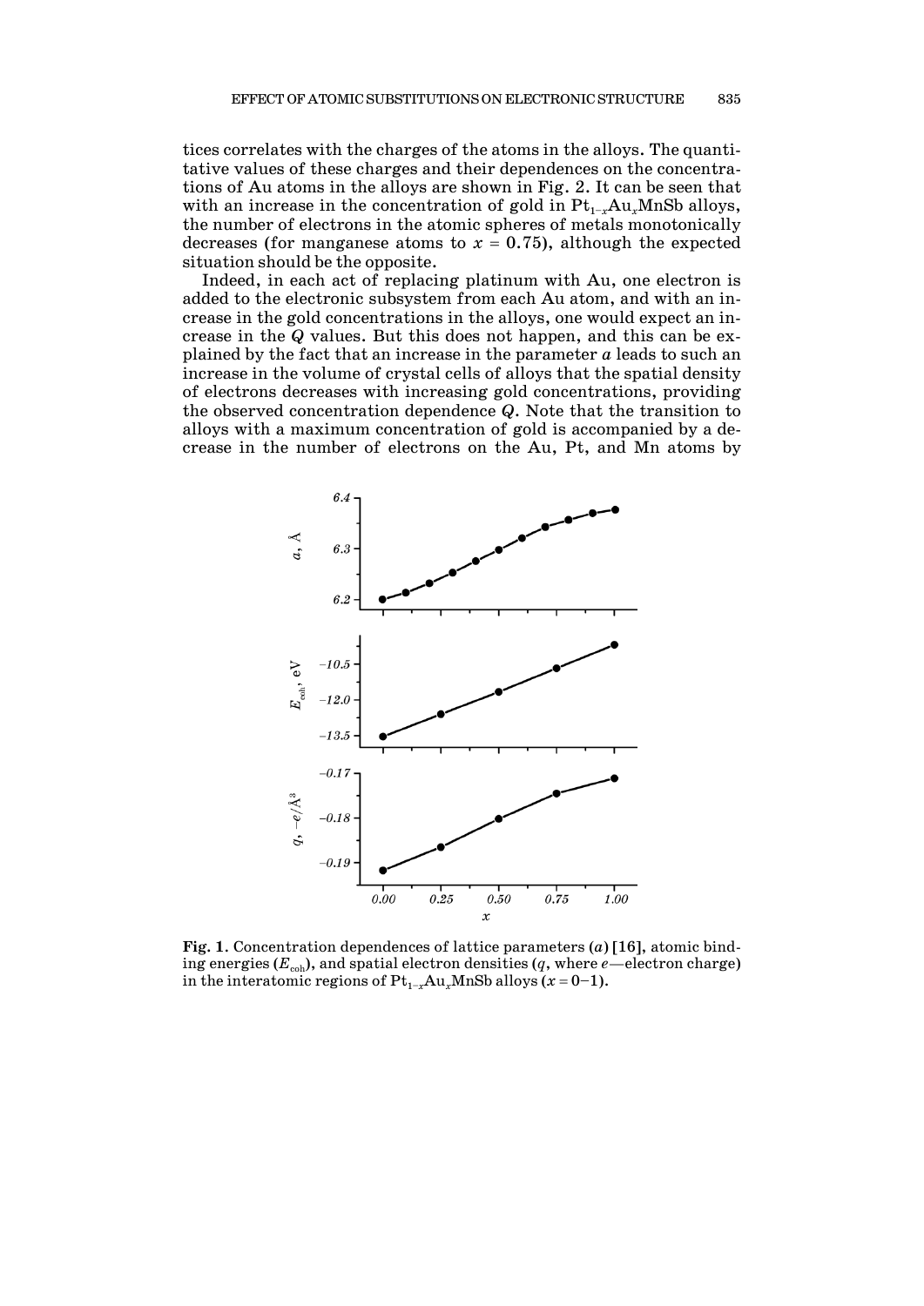tices correlates with the charges of the atoms in the alloys. The quantitative values of these charges and their dependences on the concentrations of Au atoms in the alloys are shown in Fig. 2. It can be seen that with an increase in the concentration of gold in $Pt_{1-x}Au_xMnSb$ alloys, the number of electrons in the atomic spheres of metals monotonically decreases (for manganese atoms to $x = 0.75$), although the expected situation should be the opposite.

Indeed, in each act of replacing platinum with Au, one electron is added to the electronic subsystem from each Au atom, and with an increase in the gold concentrations in the alloys, one would expect an increase in the $Q$ values. But this does not happen, and this can be explained by the fact that an increase in the parameter $a$ leads to such an increase in the volume of crystal cells of alloys that the spatial density of electrons decreases with increasing gold concentrations, providing the observed concentration dependence $Q$. Note that the transition to alloys with a maximum concentration of gold is accompanied by a decrease in the number of electrons on the Au, Pt, and Mn atoms by

**Fig. 1.** Concentration dependences of lattice parameters ($a$) [16], atomic binding energies ($E_{coh}$), and spatial electron densities ($q$, where $e$—electron charge) in the interatomic regions of $Pt_{1-x}Au_xMnSb$ alloys ($x = 0–1$).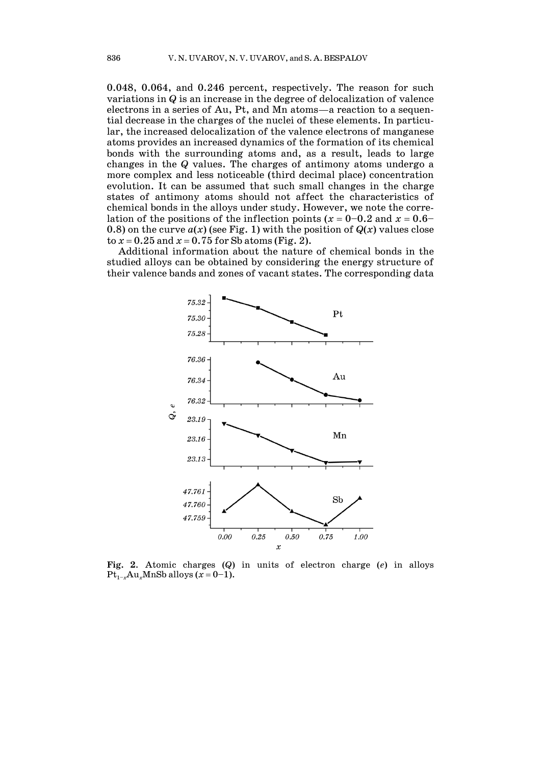0.048, 0.064, and 0.246 percent, respectively. The reason for such variations in $Q$ is an increase in the degree of delocalization of valence electrons in a series of Au, Pt, and Mn atoms—a reaction to a sequential decrease in the charges of the nuclei of these elements. In particular, the increased delocalization of the valence electrons of manganese atoms provides an increased dynamics of the formation of its chemical bonds with the surrounding atoms and, as a result, leads to large changes in the $Q$ values. The charges of antimony atoms undergo a more complex and less noticeable (third decimal place) concentration evolution. It can be assumed that such small changes in the charge states of antimony atoms should not affect the characteristics of chemical bonds in the alloys under study. However, we note the correlation of the positions of the inflection points ($x = 0$–$0.2$ and $x = 0.6$–$0.8$) on the curve $a(x)$ (see Fig. 1) with the position of $Q(x)$ values close to $x = 0.25$ and $x = 0.75$ for Sb atoms (Fig. 2).

Additional information about the nature of chemical bonds in the studied alloys can be obtained by considering the energy structure of their valence bands and zones of vacant states. The corresponding data

**Fig. 2.** Atomic charges ($Q$) in units of electron charge ($e$) in alloys $Pt_{1-x}Au_xMnSb$ alloys ($x = 0$–$1$).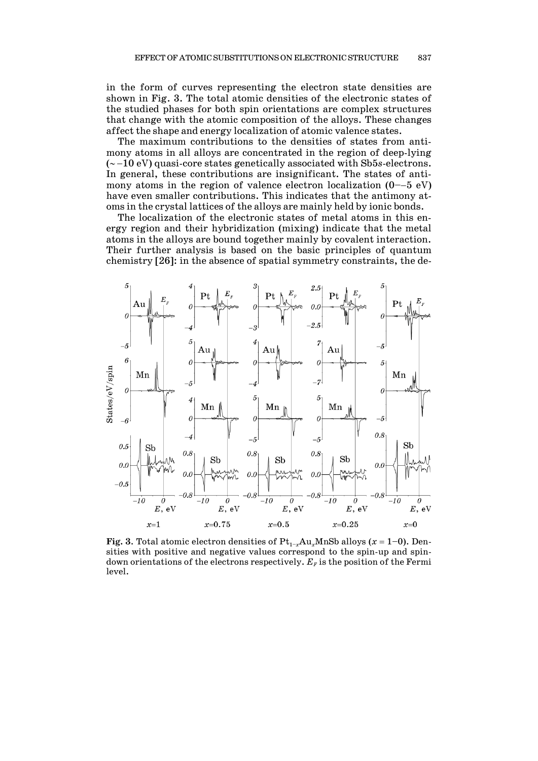in the form of curves representing the electron state densities are shown in Fig. 3. The total atomic densities of the electronic states of the studied phases for both spin orientations are complex structures that change with the atomic composition of the alloys. These changes affect the shape and energy localization of atomic valence states.

The maximum contributions to the densities of states from antimony atoms in all alloys are concentrated in the region of deep-lying (~ −10 eV) quasi-core states genetically associated with Sb5*s*-electrons. In general, these contributions are insignificant. The states of antimony atoms in the region of valence electron localization (0−−5 eV) have even smaller contributions. This indicates that the antimony atoms in the crystal lattices of the alloys are mainly held by ionic bonds.

The localization of the electronic states of metal atoms in this energy region and their hybridization (mixing) indicate that the metal atoms in the alloys are bound together mainly by covalent interaction. Their further analysis is based on the basic principles of quantum chemistry [26]: in the absence of spatial symmetry constraints, the de-

**Fig. 3.** Total atomic electron densities of $Pt_{1-x}Au_xMnSb$ alloys ($x = 1$–$0$). Densities with positive and negative values correspond to the spin-up and spin-down orientations of the electrons respectively. $E_F$ is the position of the Fermi level.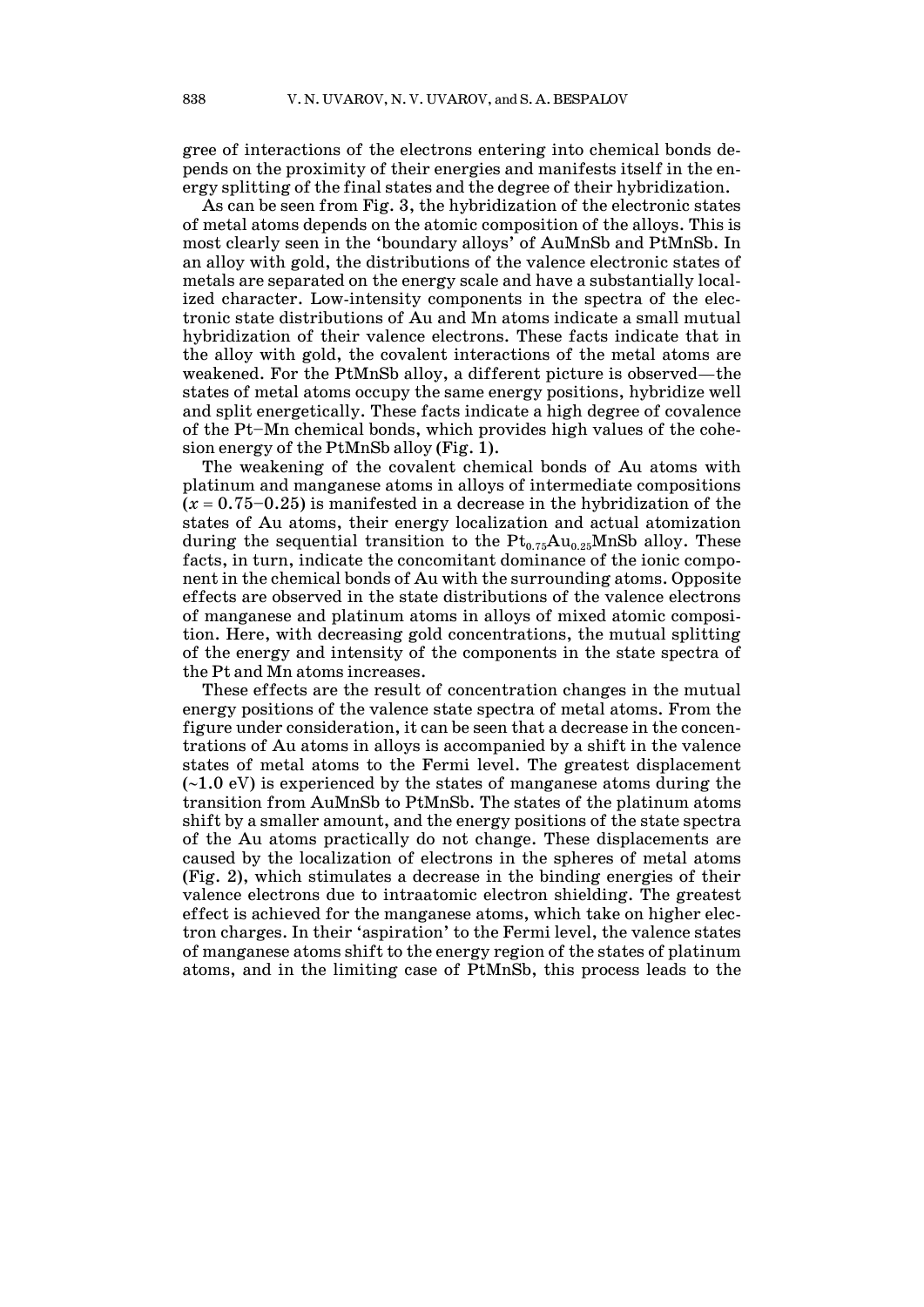gree of interactions of the electrons entering into chemical bonds depends on the proximity of their energies and manifests itself in the energy splitting of the final states and the degree of their hybridization.

As can be seen from Fig. 3, the hybridization of the electronic states of metal atoms depends on the atomic composition of the alloys. This is most clearly seen in the 'boundary alloys' of AuMnSb and PtMnSb. In an alloy with gold, the distributions of the valence electronic states of metals are separated on the energy scale and have a substantially localized character. Low-intensity components in the spectra of the electronic state distributions of Au and Mn atoms indicate a small mutual hybridization of their valence electrons. These facts indicate that in the alloy with gold, the covalent interactions of the metal atoms are weakened. For the PtMnSb alloy, a different picture is observed—the states of metal atoms occupy the same energy positions, hybridize well and split energetically. These facts indicate a high degree of covalence of the Pt–Mn chemical bonds, which provides high values of the cohesion energy of the PtMnSb alloy (Fig. 1).

The weakening of the covalent chemical bonds of Au atoms with platinum and manganese atoms in alloys of intermediate compositions ($x = 0.75$–$0.25$) is manifested in a decrease in the hybridization of the states of Au atoms, their energy localization and actual atomization during the sequential transition to the $Pt_{0.75}Au_{0.25}MnSb$ alloy. These facts, in turn, indicate the concomitant dominance of the ionic component in the chemical bonds of Au with the surrounding atoms. Opposite effects are observed in the state distributions of the valence electrons of manganese and platinum atoms in alloys of mixed atomic composition. Here, with decreasing gold concentrations, the mutual splitting of the energy and intensity of the components in the state spectra of the Pt and Mn atoms increases.

These effects are the result of concentration changes in the mutual energy positions of the valence state spectra of metal atoms. From the figure under consideration, it can be seen that a decrease in the concentrations of Au atoms in alloys is accompanied by a shift in the valence states of metal atoms to the Fermi level. The greatest displacement (~1.0 eV) is experienced by the states of manganese atoms during the transition from AuMnSb to PtMnSb. The states of the platinum atoms shift by a smaller amount, and the energy positions of the state spectra of the Au atoms practically do not change. These displacements are caused by the localization of electrons in the spheres of metal atoms (Fig. 2), which stimulates a decrease in the binding energies of their valence electrons due to intraatomic electron shielding. The greatest effect is achieved for the manganese atoms, which take on higher electron charges. In their 'aspiration' to the Fermi level, the valence states of manganese atoms shift to the energy region of the states of platinum atoms, and in the limiting case of PtMnSb, this process leads to the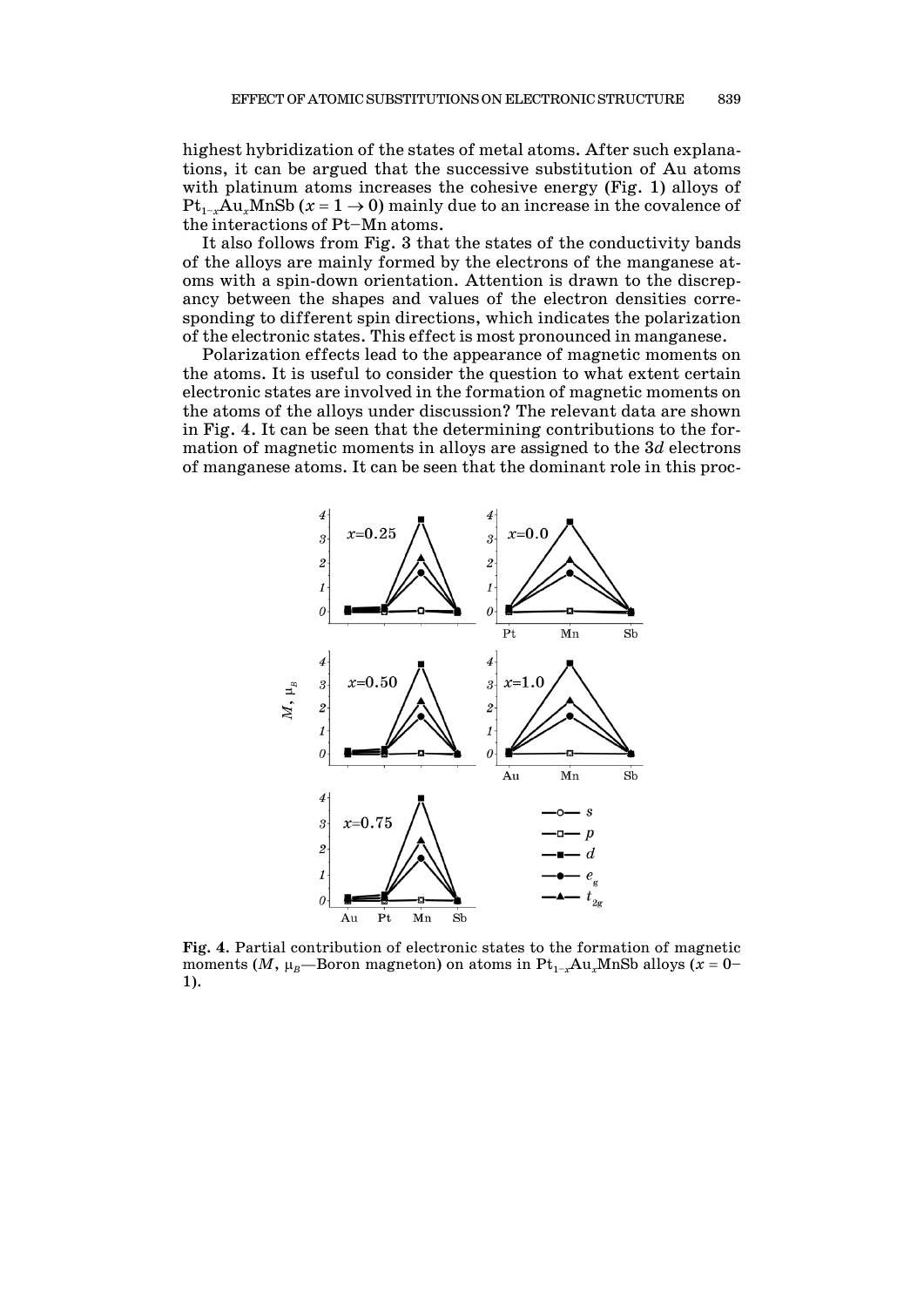highest hybridization of the states of metal atoms. After such explanations, it can be argued that the successive substitution of Au atoms with platinum atoms increases the cohesive energy (Fig. 1) alloys of $Pt_{1-x}Au_xMnSb$ ($x = 1 \rightarrow 0$) mainly due to an increase in the covalence of the interactions of Pt–Mn atoms.

It also follows from Fig. 3 that the states of the conductivity bands of the alloys are mainly formed by the electrons of the manganese atoms with a spin-down orientation. Attention is drawn to the discrepancy between the shapes and values of the electron densities corresponding to different spin directions, which indicates the polarization of the electronic states. This effect is most pronounced in manganese.

Polarization effects lead to the appearance of magnetic moments on the atoms. It is useful to consider the question to what extent certain electronic states are involved in the formation of magnetic moments on the atoms of the alloys under discussion? The relevant data are shown in Fig. 4. It can be seen that the determining contributions to the formation of magnetic moments in alloys are assigned to the 3*d* electrons of manganese atoms. It can be seen that the dominant role in this proc-

**Fig. 4.** Partial contribution of electronic states to the formation of magnetic moments ($M$, $\mu_B$—Boron magneton) on atoms in $Pt_{1-x}Au_xMnSb$ alloys ($x = 0$–$1$).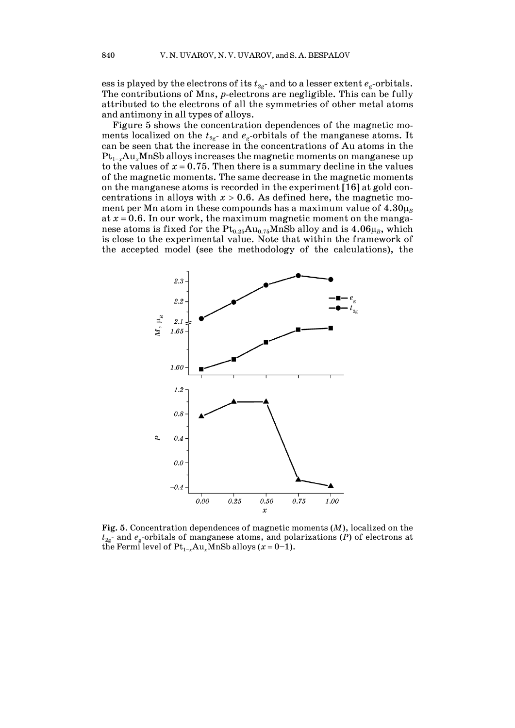ess is played by the electrons of its $t_{2g}$- and to a lesser extent $e_g$-orbitals. The contributions of Mn*s*, *p*-electrons are negligible. This can be fully attributed to the electrons of all the symmetries of other metal atoms and antimony in all types of alloys.

Figure 5 shows the concentration dependences of the magnetic moments localized on the $t_{2g}$- and $e_g$-orbitals of the manganese atoms. It can be seen that the increase in the concentrations of Au atoms in the $Pt_{1-x}Au_xMnSb$ alloys increases the magnetic moments on manganese up to the values of $x = 0.75$. Then there is a summary decline in the values of the magnetic moments. The same decrease in the magnetic moments on the manganese atoms is recorded in the experiment [16] at gold concentrations in alloys with $x > 0.6$. As defined here, the magnetic moment per Mn atom in these compounds has a maximum value of $4.30\mu_B$ at $x = 0.6$. In our work, the maximum magnetic moment on the manganese atoms is fixed for the $Pt_{0.25}Au_{0.75}MnSb$ alloy and is $4.06\mu_B$, which is close to the experimental value. Note that within the framework of the accepted model (see the methodology of the calculations), the

**Fig. 5.** Concentration dependences of magnetic moments ($M$), localized on the $t_{2g}$- and $e_g$-orbitals of manganese atoms, and polarizations ($P$) of electrons at the Fermi level of $Pt_{1-x}Au_xMnSb$ alloys ($x = 0$–$1$).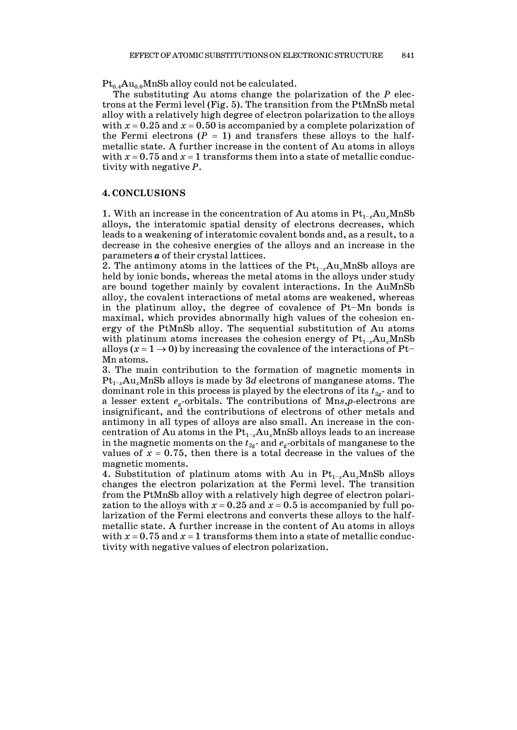$Pt_{0.4}Au_{0.6}MnSb$ alloy could not be calculated.

The substituting Au atoms change the polarization of the $P$ electrons at the Fermi level (Fig. 5). The transition from the PtMnSb metal alloy with a relatively high degree of electron polarization to the alloys with $x = 0.25$ and $x = 0.50$ is accompanied by a complete polarization of the Fermi electrons ($P = 1$) and transfers these alloys to the half-metallic state. A further increase in the content of Au atoms in alloys with $x = 0.75$ and $x = 1$ transforms them into a state of metallic conductivity with negative $P$.

## 4. CONCLUSIONS

1. With an increase in the concentration of Au atoms in $Pt_{1-x}Au_xMnSb$ alloys, the interatomic spatial density of electrons decreases, which leads to a weakening of interatomic covalent bonds and, as a result, to a decrease in the cohesive energies of the alloys and an increase in the parameters $\boldsymbol{a}$ of their crystal lattices.
2. The antimony atoms in the lattices of the $Pt_{1-x}Au_xMnSb$ alloys are held by ionic bonds, whereas the metal atoms in the alloys under study are bound together mainly by covalent interactions. In the AuMnSb alloy, the covalent interactions of metal atoms are weakened, whereas in the platinum alloy, the degree of covalence of Pt–Mn bonds is maximal, which provides abnormally high values of the cohesion energy of the PtMnSb alloy. The sequential substitution of Au atoms with platinum atoms increases the cohesion energy of $Pt_{1-x}Au_xMnSb$ alloys ($x = 1 \to 0$) by increasing the covalence of the interactions of Pt–Mn atoms.
3. The main contribution to the formation of magnetic moments in $Pt_{1-x}Au_xMnSb$ alloys is made by 3$d$ electrons of manganese atoms. The dominant role in this process is played by the electrons of its $t_{2g}$- and to a lesser extent $e_g$-orbitals. The contributions of Mn$s$,$p$-electrons are insignificant, and the contributions of electrons of other metals and antimony in all types of alloys are also small. An increase in the concentration of Au atoms in the $Pt_{1-x}Au_xMnSb$ alloys leads to an increase in the magnetic moments on the $t_{2g}$- and $e_g$-orbitals of manganese to the values of $x = 0.75$, then there is a total decrease in the values of the magnetic moments.
4. Substitution of platinum atoms with Au in $Pt_{1-x}Au_xMnSb$ alloys changes the electron polarization at the Fermi level. The transition from the PtMnSb alloy with a relatively high degree of electron polarization to the alloys with $x = 0.25$ and $x = 0.5$ is accompanied by full polarization of the Fermi electrons and converts these alloys to the half-metallic state. A further increase in the content of Au atoms in alloys with $x = 0.75$ and $x = 1$ transforms them into a state of metallic conductivity with negative values of electron polarization.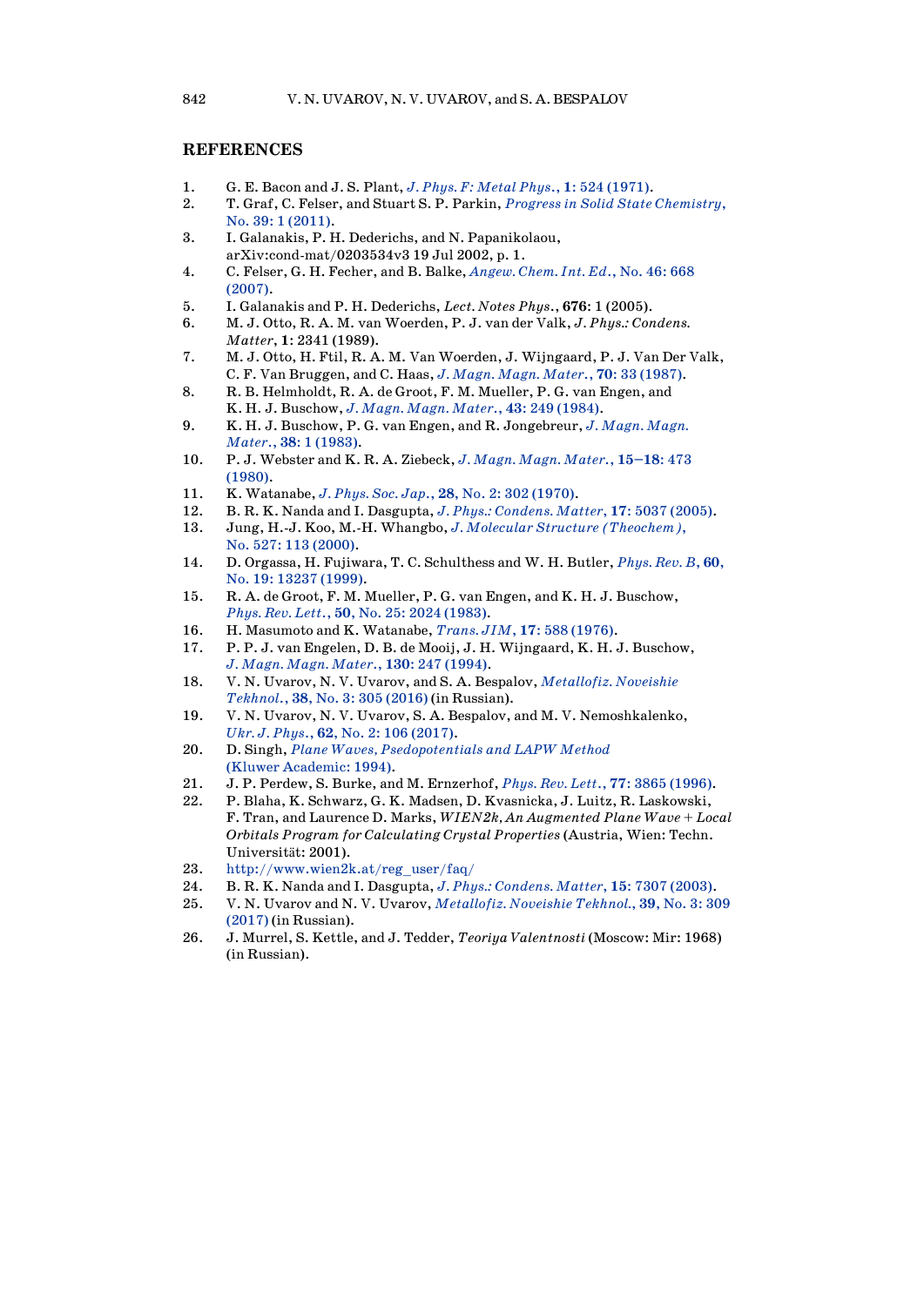## REFERENCES

1. G. E. Bacon and J. S. Plant, *J. Phys. F: Metal Phys.*, **1**: 524 (1971).
2. T. Graf, C. Felser, and Stuart S. P. Parkin, *Progress in Solid State Chemistry*, No. 39: 1 (2011).
3. I. Galanakis, P. H. Dederichs, and N. Papanikolaou, arXiv:cond-mat/0203534v3 19 Jul 2002, p. 1.
4. C. Felser, G. H. Fecher, and B. Balke, *Angew. Chem. Int. Ed.*, No. 46: 668 (2007).
5. I. Galanakis and P. H. Dederichs, *Lect. Notes Phys.*, **676**: 1 (2005).
6. M. J. Otto, R. A. M. van Woerden, P. J. van der Valk, *J. Phys.: Condens. Matter*, **1**: 2341 (1989).
7. M. J. Otto, H. Ftil, R. A. M. Van Woerden, J. Wijngaard, P. J. Van Der Valk, C. F. Van Bruggen, and C. Haas, *J. Magn. Magn. Mater.*, **70**: 33 (1987).
8. R. B. Helmholdt, R. A. de Groot, F. M. Mueller, P. G. van Engen, and K. H. J. Buschow, *J. Magn. Magn. Mater.*, **43**: 249 (1984).
9. K. H. J. Buschow, P. G. van Engen, and R. Jongebreur, *J. Magn. Magn. Mater.*, **38**: 1 (1983).
10. P. J. Webster and K. R. A. Ziebeck, *J. Magn. Magn. Mater.*, **15–18**: 473 (1980).
11. K. Watanabe, *J. Phys. Soc. Jap.*, **28**, No. 2: 302 (1970).
12. B. R. K. Nanda and I. Dasgupta, *J. Phys.: Condens. Matter*, **17**: 5037 (2005).
13. Jung, H.-J. Koo, M.-H. Whangbo, *J. Molecular Structure (Theochem)*, No. 527: 113 (2000).
14. D. Orgassa, H. Fujiwara, T. C. Schulthess and W. H. Butler, *Phys. Rev. B*, **60**, No. 19: 13237 (1999).
15. R. A. de Groot, F. M. Mueller, P. G. van Engen, and K. H. J. Buschow, *Phys. Rev. Lett.*, **50**, No. 25: 2024 (1983).
16. H. Masumoto and K. Watanabe, *Trans. JIM*, **17**: 588 (1976).
17. P. P. J. van Engelen, D. B. de Mooij, J. H. Wijngaard, K. H. J. Buschow, *J. Magn. Magn. Mater.*, **130**: 247 (1994).
18. V. N. Uvarov, N. V. Uvarov, and S. A. Bespalov, *Metallofiz. Noveishie Tekhnol.*, **38**, No. 3: 305 (2016) (in Russian).
19. V. N. Uvarov, N. V. Uvarov, S. A. Bespalov, and M. V. Nemoshkalenko, *Ukr. J. Phys.*, **62**, No. 2: 106 (2017).
20. D. Singh, *Plane Waves, Psedopotentials and LAPW Method* (Kluwer Academic: 1994).
21. J. P. Perdew, S. Burke, and M. Ernzerhof, *Phys. Rev. Lett.*, **77**: 3865 (1996).
22. P. Blaha, K. Schwarz, G. K. Madsen, D. Kvasnicka, J. Luitz, R. Laskowski, F. Tran, and Laurence D. Marks, *WIEN2k, An Augmented Plane Wave + Local Orbitals Program for Calculating Crystal Properties* (Austria, Wien: Techn. Universität: 2001).
23. http://www.wien2k.at/reg_user/faq/
24. B. R. K. Nanda and I. Dasgupta, *J. Phys.: Condens. Matter*, **15**: 7307 (2003).
25. V. N. Uvarov and N. V. Uvarov, *Metallofiz. Noveishie Tekhnol.*, **39**, No. 3: 309 (2017) (in Russian).
26. J. Murrel, S. Kettle, and J. Tedder, *Teoriya Valentnosti* (Moscow: Mir: 1968) (in Russian).